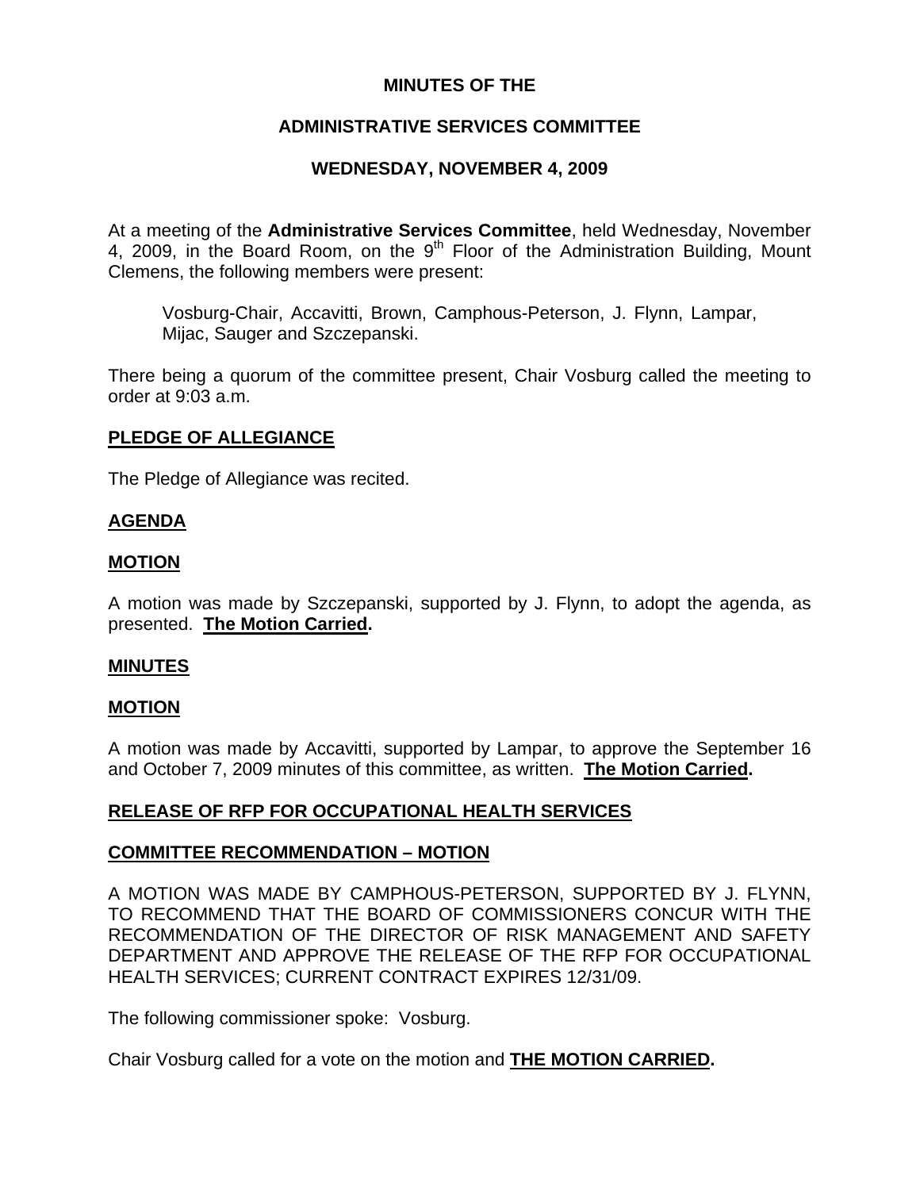**MINUTES OF THE**

**ADMINISTRATIVE SERVICES COMMITTEE**

**WEDNESDAY, NOVEMBER 4, 2009**

At a meeting of the **Administrative Services Committee**, held Wednesday, November 4, 2009, in the Board Room, on the 9th Floor of the Administration Building, Mount Clemens, the following members were present:

> Vosburg-Chair, Accavitti, Brown, Camphous-Peterson, J. Flynn, Lampar, Mijac, Sauger and Szczepanski.

There being a quorum of the committee present, Chair Vosburg called the meeting to order at 9:03 a.m.

**PLEDGE OF ALLEGIANCE**

The Pledge of Allegiance was recited.

**AGENDA**

**MOTION**

A motion was made by Szczepanski, supported by J. Flynn, to adopt the agenda, as presented. **The Motion Carried.**

**MINUTES**

**MOTION**

A motion was made by Accavitti, supported by Lampar, to approve the September 16 and October 7, 2009 minutes of this committee, as written. **The Motion Carried.**

**RELEASE OF RFP FOR OCCUPATIONAL HEALTH SERVICES**

**COMMITTEE RECOMMENDATION – MOTION**

A MOTION WAS MADE BY CAMPHOUS-PETERSON, SUPPORTED BY J. FLYNN, TO RECOMMEND THAT THE BOARD OF COMMISSIONERS CONCUR WITH THE RECOMMENDATION OF THE DIRECTOR OF RISK MANAGEMENT AND SAFETY DEPARTMENT AND APPROVE THE RELEASE OF THE RFP FOR OCCUPATIONAL HEALTH SERVICES; CURRENT CONTRACT EXPIRES 12/31/09.

The following commissioner spoke: Vosburg.

Chair Vosburg called for a vote on the motion and **THE MOTION CARRIED.**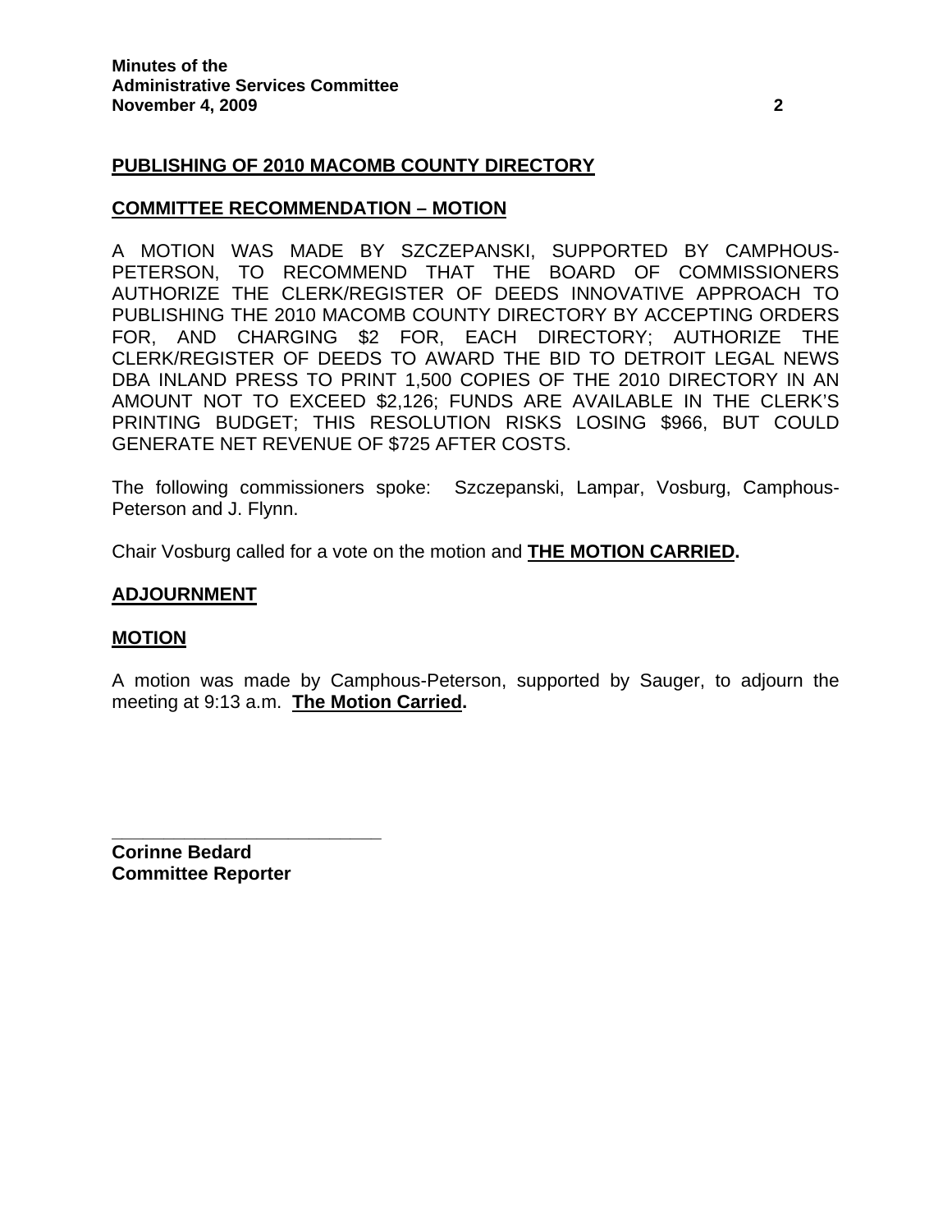**PUBLISHING OF 2010 MACOMB COUNTY DIRECTORY**

**COMMITTEE RECOMMENDATION – MOTION**

A MOTION WAS MADE BY SZCZEPANSKI, SUPPORTED BY CAMPHOUS-PETERSON, TO RECOMMEND THAT THE BOARD OF COMMISSIONERS AUTHORIZE THE CLERK/REGISTER OF DEEDS INNOVATIVE APPROACH TO PUBLISHING THE 2010 MACOMB COUNTY DIRECTORY BY ACCEPTING ORDERS FOR, AND CHARGING $2 FOR, EACH DIRECTORY; AUTHORIZE THE CLERK/REGISTER OF DEEDS TO AWARD THE BID TO DETROIT LEGAL NEWS DBA INLAND PRESS TO PRINT 1,500 COPIES OF THE 2010 DIRECTORY IN AN AMOUNT NOT TO EXCEED $2,126; FUNDS ARE AVAILABLE IN THE CLERK'S PRINTING BUDGET; THIS RESOLUTION RISKS LOSING $966, BUT COULD GENERATE NET REVENUE OF $725 AFTER COSTS.

The following commissioners spoke: Szczepanski, Lampar, Vosburg, Camphous-Peterson and J. Flynn.

Chair Vosburg called for a vote on the motion and **THE MOTION CARRIED.**

**ADJOURNMENT**

**MOTION**

A motion was made by Camphous-Peterson, supported by Sauger, to adjourn the meeting at 9:13 a.m. **The Motion Carried.**

\_\_\_\_\_\_\_\_\_\_\_\_\_\_\_\_\_\_\_\_\_\_\_\_\_\_\_

**Corinne Bedard**
**Committee Reporter**